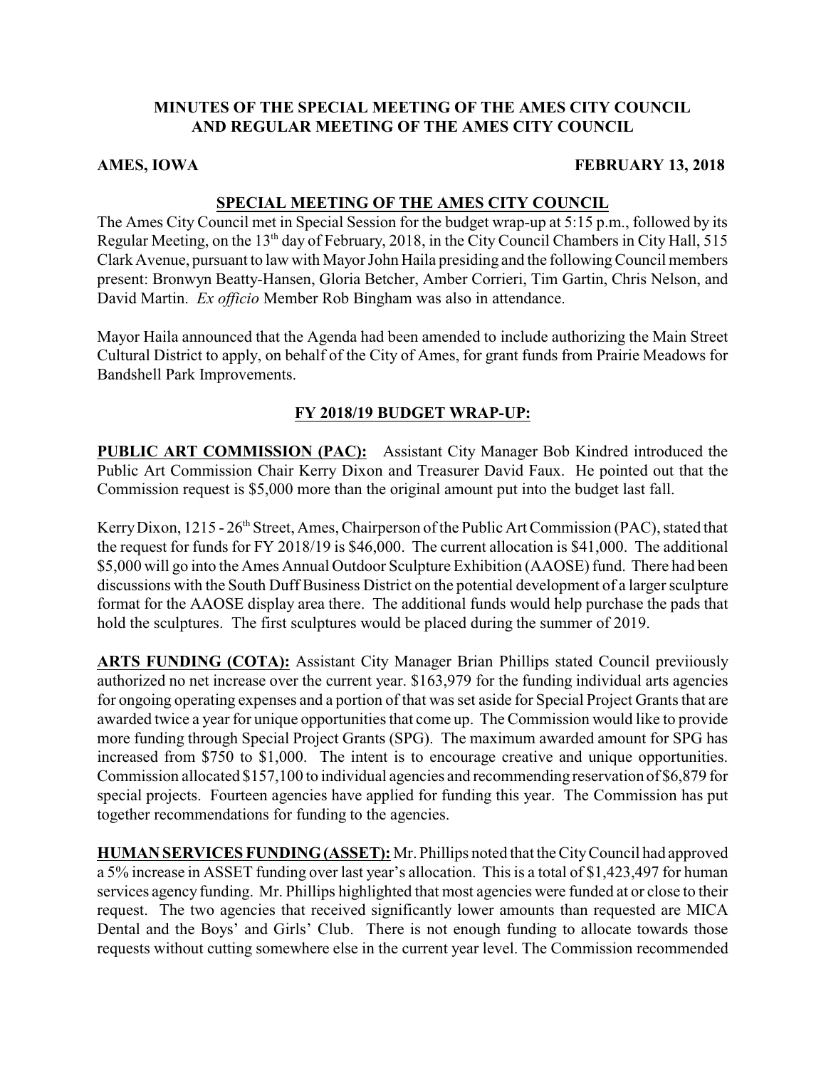# MINUTES OF THE SPECIAL MEETING OF THE AMES CITY COUNCIL AND REGULAR MEETING OF THE AMES CITY COUNCIL

**AMES, IOWA** **FEBRUARY 13, 2018**

## SPECIAL MEETING OF THE AMES CITY COUNCIL

The Ames City Council met in Special Session for the budget wrap-up at 5:15 p.m., followed by its Regular Meeting, on the 13th day of February, 2018, in the City Council Chambers in City Hall, 515 Clark Avenue, pursuant to law with Mayor John Haila presiding and the following Council members present: Bronwyn Beatty-Hansen, Gloria Betcher, Amber Corrieri, Tim Gartin, Chris Nelson, and David Martin. *Ex officio* Member Rob Bingham was also in attendance.

Mayor Haila announced that the Agenda had been amended to include authorizing the Main Street Cultural District to apply, on behalf of the City of Ames, for grant funds from Prairie Meadows for Bandshell Park Improvements.

## FY 2018/19 BUDGET WRAP-UP:

**PUBLIC ART COMMISSION (PAC):** Assistant City Manager Bob Kindred introduced the Public Art Commission Chair Kerry Dixon and Treasurer David Faux. He pointed out that the Commission request is $5,000 more than the original amount put into the budget last fall.

Kerry Dixon, 1215 - 26th Street, Ames, Chairperson of the Public Art Commission (PAC), stated that the request for funds for FY 2018/19 is $46,000. The current allocation is $41,000. The additional $5,000 will go into the Ames Annual Outdoor Sculpture Exhibition (AAOSE) fund. There had been discussions with the South Duff Business District on the potential development of a larger sculpture format for the AAOSE display area there. The additional funds would help purchase the pads that hold the sculptures. The first sculptures would be placed during the summer of 2019.

**ARTS FUNDING (COTA):** Assistant City Manager Brian Phillips stated Council previiously authorized no net increase over the current year. $163,979 for the funding individual arts agencies for ongoing operating expenses and a portion of that was set aside for Special Project Grants that are awarded twice a year for unique opportunities that come up. The Commission would like to provide more funding through Special Project Grants (SPG). The maximum awarded amount for SPG has increased from $750 to $1,000. The intent is to encourage creative and unique opportunities. Commission allocated $157,100 to individual agencies and recommending reservation of $6,879 for special projects. Fourteen agencies have applied for funding this year. The Commission has put together recommendations for funding to the agencies.

**HUMAN SERVICES FUNDING (ASSET):** Mr. Phillips noted that the City Council had approved a 5% increase in ASSET funding over last year's allocation. This is a total of $1,423,497 for human services agency funding. Mr. Phillips highlighted that most agencies were funded at or close to their request. The two agencies that received significantly lower amounts than requested are MICA Dental and the Boys' and Girls' Club. There is not enough funding to allocate towards those requests without cutting somewhere else in the current year level. The Commission recommended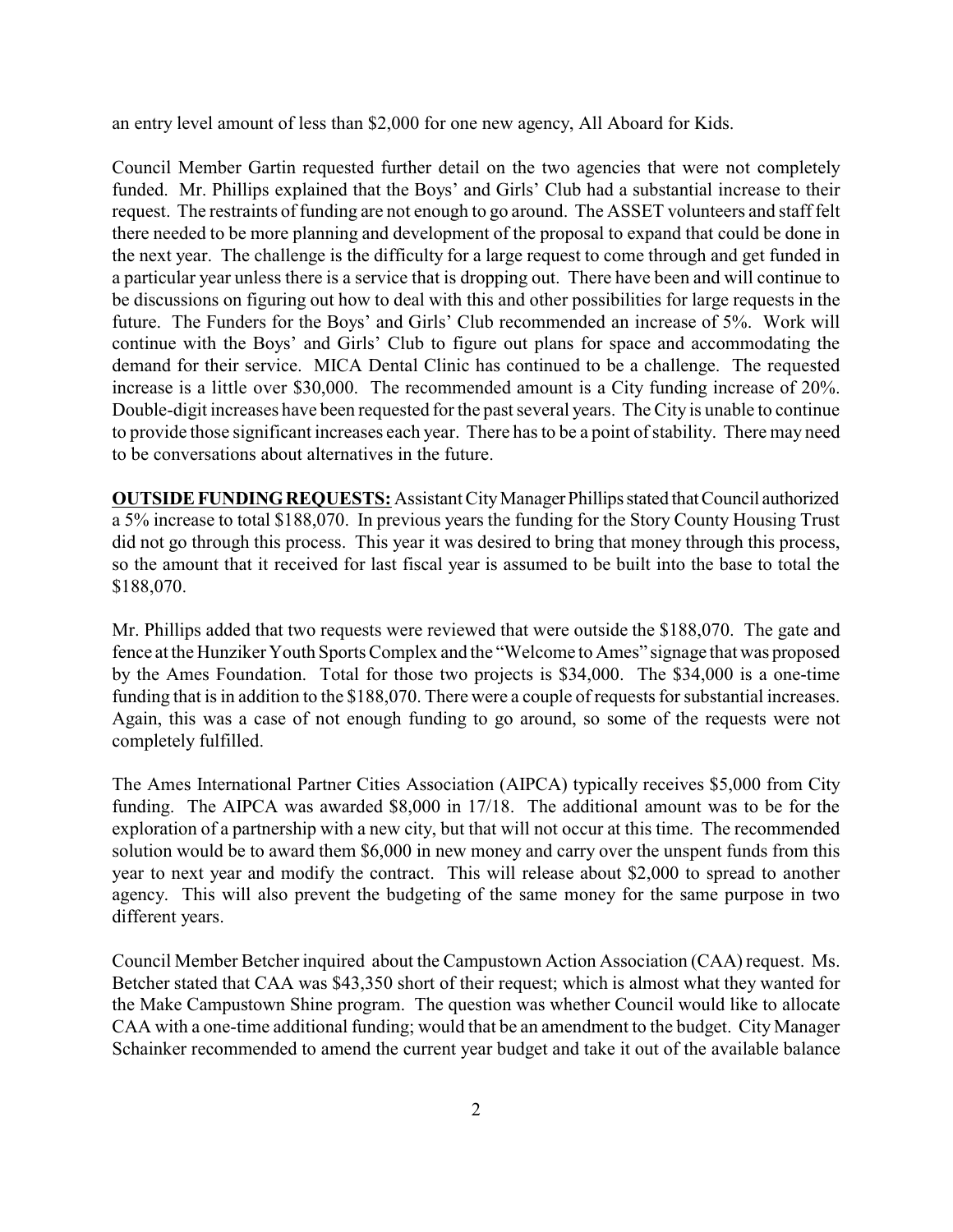an entry level amount of less than $2,000 for one new agency, All Aboard for Kids.

Council Member Gartin requested further detail on the two agencies that were not completely funded. Mr. Phillips explained that the Boys' and Girls' Club had a substantial increase to their request. The restraints of funding are not enough to go around. The ASSET volunteers and staff felt there needed to be more planning and development of the proposal to expand that could be done in the next year. The challenge is the difficulty for a large request to come through and get funded in a particular year unless there is a service that is dropping out. There have been and will continue to be discussions on figuring out how to deal with this and other possibilities for large requests in the future. The Funders for the Boys' and Girls' Club recommended an increase of 5%. Work will continue with the Boys' and Girls' Club to figure out plans for space and accommodating the demand for their service. MICA Dental Clinic has continued to be a challenge. The requested increase is a little over $30,000. The recommended amount is a City funding increase of 20%. Double-digit increases have been requested for the past several years. The City is unable to continue to provide those significant increases each year. There has to be a point of stability. There may need to be conversations about alternatives in the future.

**OUTSIDE FUNDING REQUESTS:** Assistant City Manager Phillips stated that Council authorized a 5% increase to total $188,070. In previous years the funding for the Story County Housing Trust did not go through this process. This year it was desired to bring that money through this process, so the amount that it received for last fiscal year is assumed to be built into the base to total the $188,070.

Mr. Phillips added that two requests were reviewed that were outside the $188,070. The gate and fence at the Hunziker Youth Sports Complex and the "Welcome to Ames" signage that was proposed by the Ames Foundation. Total for those two projects is $34,000. The $34,000 is a one-time funding that is in addition to the $188,070. There were a couple of requests for substantial increases. Again, this was a case of not enough funding to go around, so some of the requests were not completely fulfilled.

The Ames International Partner Cities Association (AIPCA) typically receives $5,000 from City funding. The AIPCA was awarded $8,000 in 17/18. The additional amount was to be for the exploration of a partnership with a new city, but that will not occur at this time. The recommended solution would be to award them $6,000 in new money and carry over the unspent funds from this year to next year and modify the contract. This will release about $2,000 to spread to another agency. This will also prevent the budgeting of the same money for the same purpose in two different years.

Council Member Betcher inquired about the Campustown Action Association (CAA) request. Ms. Betcher stated that CAA was $43,350 short of their request; which is almost what they wanted for the Make Campustown Shine program. The question was whether Council would like to allocate CAA with a one-time additional funding; would that be an amendment to the budget. City Manager Schainker recommended to amend the current year budget and take it out of the available balance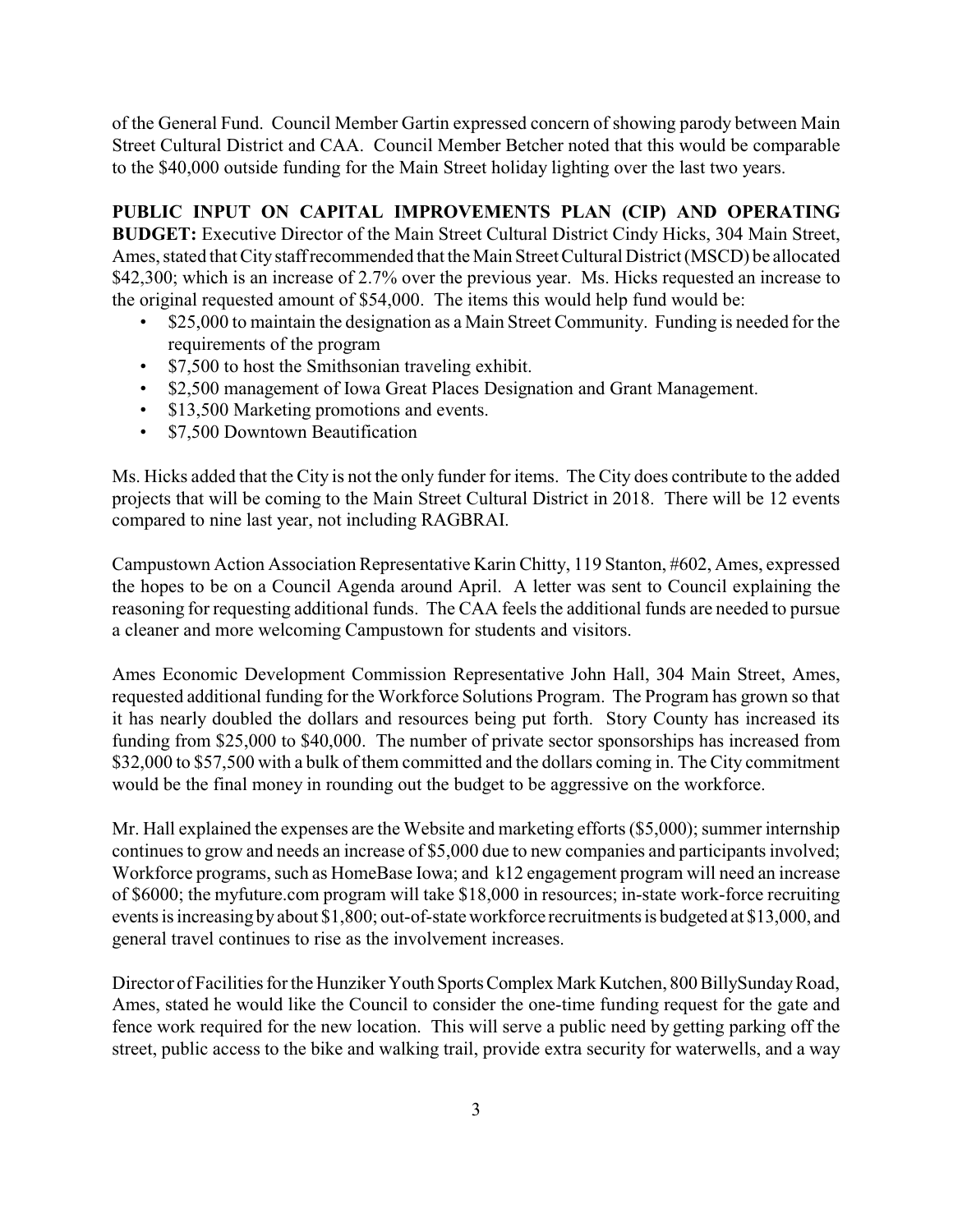of the General Fund. Council Member Gartin expressed concern of showing parody between Main Street Cultural District and CAA. Council Member Betcher noted that this would be comparable to the $40,000 outside funding for the Main Street holiday lighting over the last two years.

**PUBLIC INPUT ON CAPITAL IMPROVEMENTS PLAN (CIP) AND OPERATING BUDGET:** Executive Director of the Main Street Cultural District Cindy Hicks, 304 Main Street, Ames, stated that City staff recommended that the Main Street Cultural District (MSCD) be allocated $42,300; which is an increase of 2.7% over the previous year. Ms. Hicks requested an increase to the original requested amount of $54,000. The items this would help fund would be:

- $25,000 to maintain the designation as a Main Street Community. Funding is needed for the requirements of the program
- $7,500 to host the Smithsonian traveling exhibit.
- $2,500 management of Iowa Great Places Designation and Grant Management.
- $13,500 Marketing promotions and events.
- $7,500 Downtown Beautification

Ms. Hicks added that the City is not the only funder for items. The City does contribute to the added projects that will be coming to the Main Street Cultural District in 2018. There will be 12 events compared to nine last year, not including RAGBRAI.

Campustown Action Association Representative Karin Chitty, 119 Stanton, #602, Ames, expressed the hopes to be on a Council Agenda around April. A letter was sent to Council explaining the reasoning for requesting additional funds. The CAA feels the additional funds are needed to pursue a cleaner and more welcoming Campustown for students and visitors.

Ames Economic Development Commission Representative John Hall, 304 Main Street, Ames, requested additional funding for the Workforce Solutions Program. The Program has grown so that it has nearly doubled the dollars and resources being put forth. Story County has increased its funding from $25,000 to $40,000. The number of private sector sponsorships has increased from $32,000 to $57,500 with a bulk of them committed and the dollars coming in. The City commitment would be the final money in rounding out the budget to be aggressive on the workforce.

Mr. Hall explained the expenses are the Website and marketing efforts ($5,000); summer internship continues to grow and needs an increase of $5,000 due to new companies and participants involved; Workforce programs, such as HomeBase Iowa; and k12 engagement program will need an increase of $6000; the myfuture.com program will take $18,000 in resources; in-state work-force recruiting events is increasing by about $1,800; out-of-state workforce recruitments is budgeted at $13,000, and general travel continues to rise as the involvement increases.

Director of Facilities for the Hunziker Youth Sports Complex Mark Kutchen, 800 BillySunday Road, Ames, stated he would like the Council to consider the one-time funding request for the gate and fence work required for the new location. This will serve a public need by getting parking off the street, public access to the bike and walking trail, provide extra security for waterwells, and a way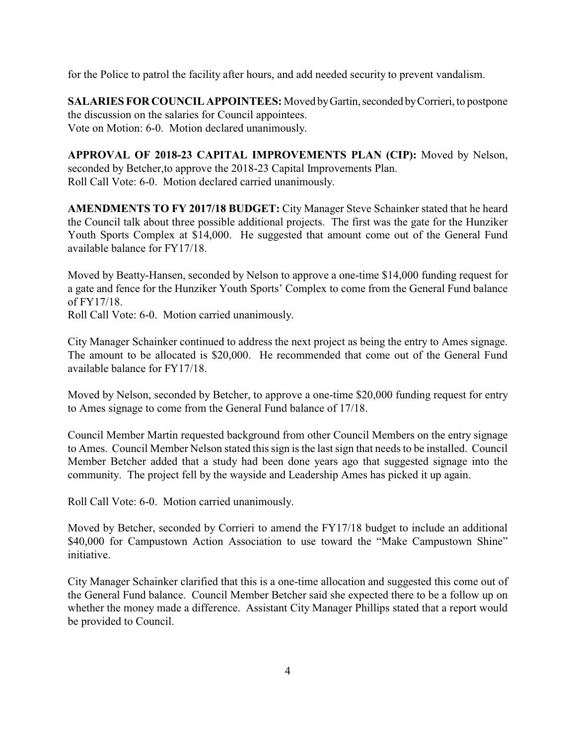for the Police to patrol the facility after hours, and add needed security to prevent vandalism.

**SALARIES FOR COUNCIL APPOINTEES:** Moved by Gartin, seconded by Corrieri, to postpone the discussion on the salaries for Council appointees.
Vote on Motion: 6-0. Motion declared unanimously.

**APPROVAL OF 2018-23 CAPITAL IMPROVEMENTS PLAN (CIP):** Moved by Nelson, seconded by Betcher,to approve the 2018-23 Capital Improvements Plan.
Roll Call Vote: 6-0. Motion declared carried unanimously.

**AMENDMENTS TO FY 2017/18 BUDGET:** City Manager Steve Schainker stated that he heard the Council talk about three possible additional projects. The first was the gate for the Hunziker Youth Sports Complex at $14,000. He suggested that amount come out of the General Fund available balance for FY17/18.

Moved by Beatty-Hansen, seconded by Nelson to approve a one-time $14,000 funding request for a gate and fence for the Hunziker Youth Sports' Complex to come from the General Fund balance of FY17/18.
Roll Call Vote: 6-0. Motion carried unanimously.

City Manager Schainker continued to address the next project as being the entry to Ames signage. The amount to be allocated is $20,000. He recommended that come out of the General Fund available balance for FY17/18.

Moved by Nelson, seconded by Betcher, to approve a one-time $20,000 funding request for entry to Ames signage to come from the General Fund balance of 17/18.

Council Member Martin requested background from other Council Members on the entry signage to Ames. Council Member Nelson stated this sign is the last sign that needs to be installed. Council Member Betcher added that a study had been done years ago that suggested signage into the community. The project fell by the wayside and Leadership Ames has picked it up again.

Roll Call Vote: 6-0. Motion carried unanimously.

Moved by Betcher, seconded by Corrieri to amend the FY17/18 budget to include an additional $40,000 for Campustown Action Association to use toward the "Make Campustown Shine" initiative.

City Manager Schainker clarified that this is a one-time allocation and suggested this come out of the General Fund balance. Council Member Betcher said she expected there to be a follow up on whether the money made a difference. Assistant City Manager Phillips stated that a report would be provided to Council.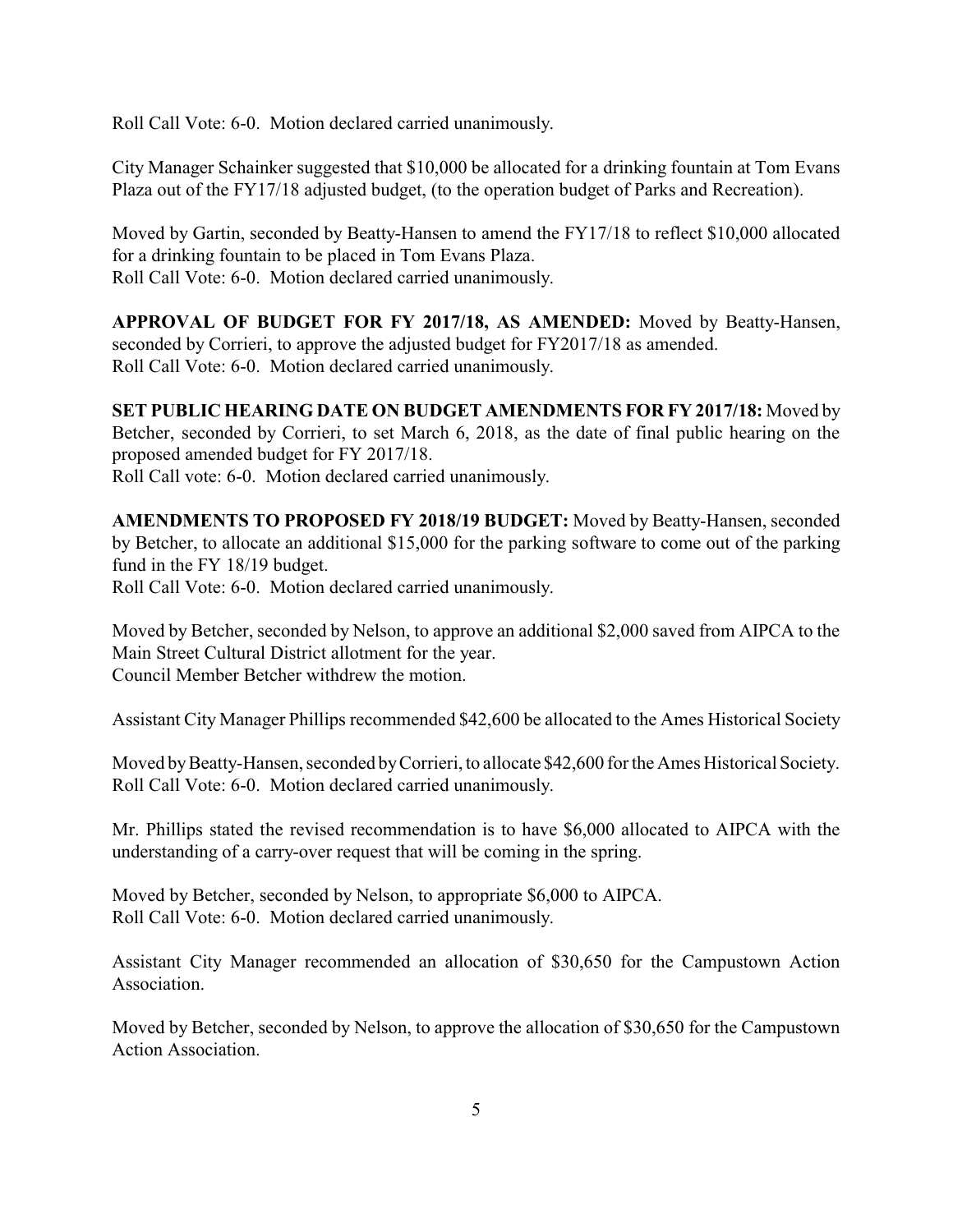Roll Call Vote: 6-0. Motion declared carried unanimously.

City Manager Schainker suggested that $10,000 be allocated for a drinking fountain at Tom Evans Plaza out of the FY17/18 adjusted budget, (to the operation budget of Parks and Recreation).

Moved by Gartin, seconded by Beatty-Hansen to amend the FY17/18 to reflect $10,000 allocated for a drinking fountain to be placed in Tom Evans Plaza.
Roll Call Vote: 6-0. Motion declared carried unanimously.

**APPROVAL OF BUDGET FOR FY 2017/18, AS AMENDED:** Moved by Beatty-Hansen, seconded by Corrieri, to approve the adjusted budget for FY2017/18 as amended.
Roll Call Vote: 6-0. Motion declared carried unanimously.

**SET PUBLIC HEARING DATE ON BUDGET AMENDMENTS FOR FY 2017/18:** Moved by Betcher, seconded by Corrieri, to set March 6, 2018, as the date of final public hearing on the proposed amended budget for FY 2017/18.
Roll Call vote: 6-0. Motion declared carried unanimously.

**AMENDMENTS TO PROPOSED FY 2018/19 BUDGET:** Moved by Beatty-Hansen, seconded by Betcher, to allocate an additional $15,000 for the parking software to come out of the parking fund in the FY 18/19 budget.
Roll Call Vote: 6-0. Motion declared carried unanimously.

Moved by Betcher, seconded by Nelson, to approve an additional $2,000 saved from AIPCA to the Main Street Cultural District allotment for the year.
Council Member Betcher withdrew the motion.

Assistant City Manager Phillips recommended $42,600 be allocated to the Ames Historical Society

Moved by Beatty-Hansen, seconded by Corrieri, to allocate $42,600 for the Ames Historical Society.
Roll Call Vote: 6-0. Motion declared carried unanimously.

Mr. Phillips stated the revised recommendation is to have $6,000 allocated to AIPCA with the understanding of a carry-over request that will be coming in the spring.

Moved by Betcher, seconded by Nelson, to appropriate $6,000 to AIPCA.
Roll Call Vote: 6-0. Motion declared carried unanimously.

Assistant City Manager recommended an allocation of $30,650 for the Campustown Action Association.

Moved by Betcher, seconded by Nelson, to approve the allocation of $30,650 for the Campustown Action Association.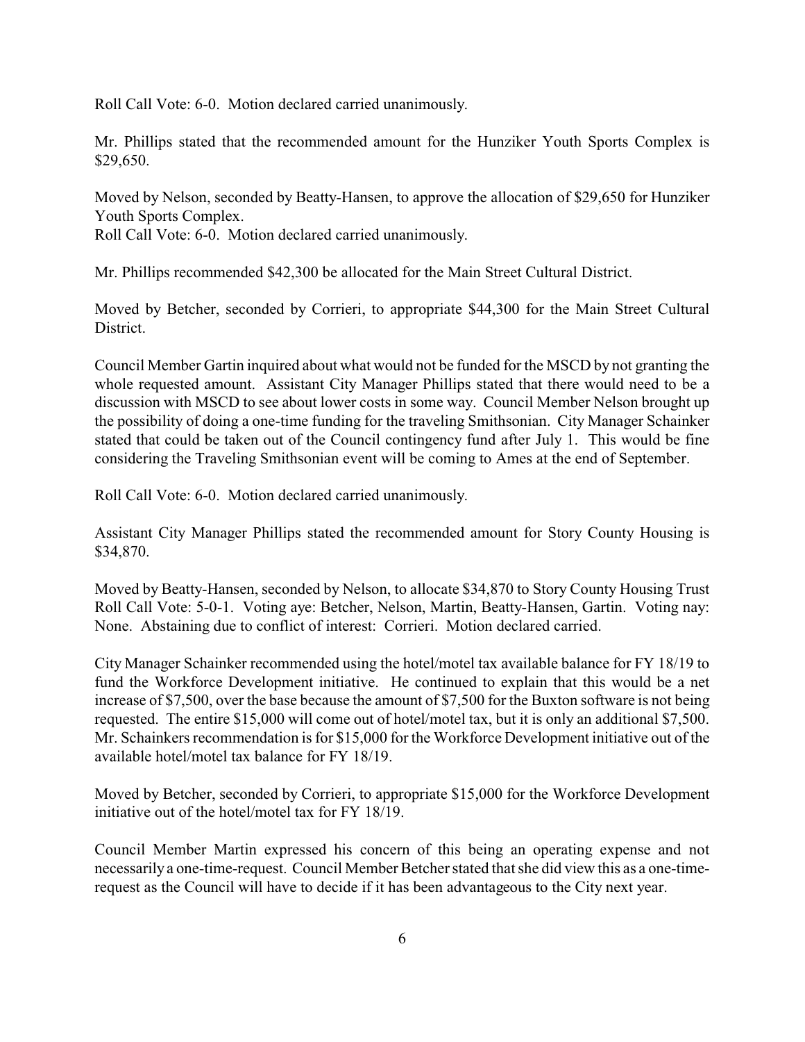Roll Call Vote: 6-0. Motion declared carried unanimously.

Mr. Phillips stated that the recommended amount for the Hunziker Youth Sports Complex is $29,650.

Moved by Nelson, seconded by Beatty-Hansen, to approve the allocation of $29,650 for Hunziker Youth Sports Complex.
Roll Call Vote: 6-0. Motion declared carried unanimously.

Mr. Phillips recommended $42,300 be allocated for the Main Street Cultural District.

Moved by Betcher, seconded by Corrieri, to appropriate $44,300 for the Main Street Cultural District.

Council Member Gartin inquired about what would not be funded for the MSCD by not granting the whole requested amount. Assistant City Manager Phillips stated that there would need to be a discussion with MSCD to see about lower costs in some way. Council Member Nelson brought up the possibility of doing a one-time funding for the traveling Smithsonian. City Manager Schainker stated that could be taken out of the Council contingency fund after July 1. This would be fine considering the Traveling Smithsonian event will be coming to Ames at the end of September.

Roll Call Vote: 6-0. Motion declared carried unanimously.

Assistant City Manager Phillips stated the recommended amount for Story County Housing is $34,870.

Moved by Beatty-Hansen, seconded by Nelson, to allocate $34,870 to Story County Housing Trust
Roll Call Vote: 5-0-1. Voting aye: Betcher, Nelson, Martin, Beatty-Hansen, Gartin. Voting nay: None. Abstaining due to conflict of interest: Corrieri. Motion declared carried.

City Manager Schainker recommended using the hotel/motel tax available balance for FY 18/19 to fund the Workforce Development initiative. He continued to explain that this would be a net increase of $7,500, over the base because the amount of $7,500 for the Buxton software is not being requested. The entire $15,000 will come out of hotel/motel tax, but it is only an additional $7,500. Mr. Schainkers recommendation is for $15,000 for the Workforce Development initiative out of the available hotel/motel tax balance for FY 18/19.

Moved by Betcher, seconded by Corrieri, to appropriate $15,000 for the Workforce Development initiative out of the hotel/motel tax for FY 18/19.

Council Member Martin expressed his concern of this being an operating expense and not necessarily a one-time-request. Council Member Betcher stated that she did view this as a one-time-request as the Council will have to decide if it has been advantageous to the City next year.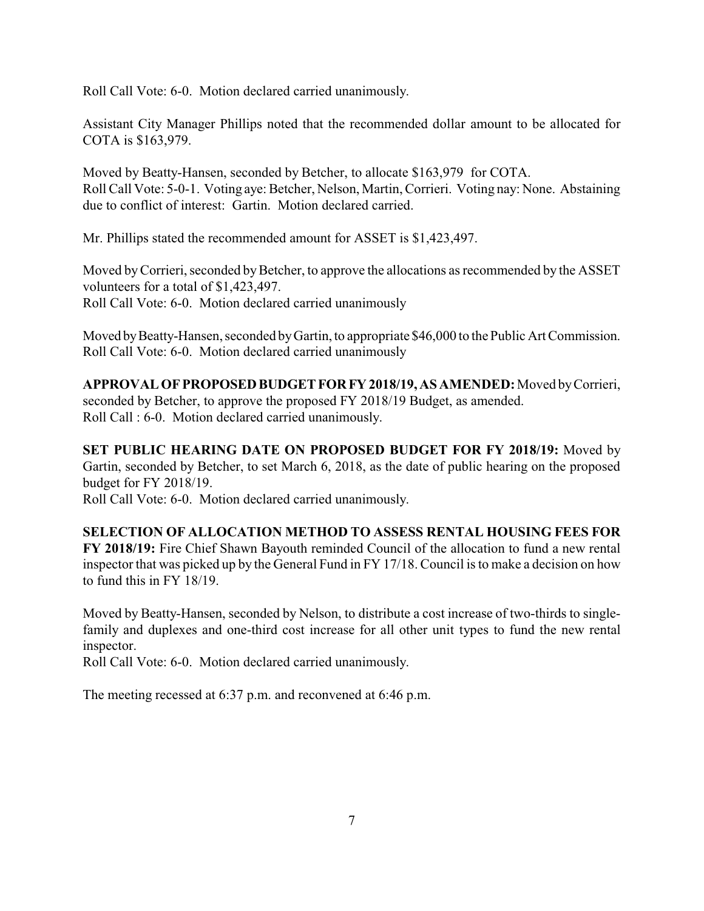Roll Call Vote: 6-0. Motion declared carried unanimously.

Assistant City Manager Phillips noted that the recommended dollar amount to be allocated for COTA is $163,979.

Moved by Beatty-Hansen, seconded by Betcher, to allocate $163,979 for COTA.
Roll Call Vote: 5-0-1. Voting aye: Betcher, Nelson, Martin, Corrieri. Voting nay: None. Abstaining due to conflict of interest: Gartin. Motion declared carried.

Mr. Phillips stated the recommended amount for ASSET is $1,423,497.

Moved by Corrieri, seconded by Betcher, to approve the allocations as recommended by the ASSET volunteers for a total of $1,423,497.
Roll Call Vote: 6-0. Motion declared carried unanimously

Moved by Beatty-Hansen, seconded by Gartin, to appropriate $46,000 to the Public Art Commission.
Roll Call Vote: 6-0. Motion declared carried unanimously

**APPROVAL OF PROPOSED BUDGET FOR FY 2018/19, AS AMENDED:** Moved by Corrieri, seconded by Betcher, to approve the proposed FY 2018/19 Budget, as amended.
Roll Call : 6-0. Motion declared carried unanimously.

**SET PUBLIC HEARING DATE ON PROPOSED BUDGET FOR FY 2018/19:** Moved by Gartin, seconded by Betcher, to set March 6, 2018, as the date of public hearing on the proposed budget for FY 2018/19.
Roll Call Vote: 6-0. Motion declared carried unanimously.

**SELECTION OF ALLOCATION METHOD TO ASSESS RENTAL HOUSING FEES FOR FY 2018/19:** Fire Chief Shawn Bayouth reminded Council of the allocation to fund a new rental inspector that was picked up by the General Fund in FY 17/18. Council is to make a decision on how to fund this in FY 18/19.

Moved by Beatty-Hansen, seconded by Nelson, to distribute a cost increase of two-thirds to single-family and duplexes and one-third cost increase for all other unit types to fund the new rental inspector.
Roll Call Vote: 6-0. Motion declared carried unanimously.

The meeting recessed at 6:37 p.m. and reconvened at 6:46 p.m.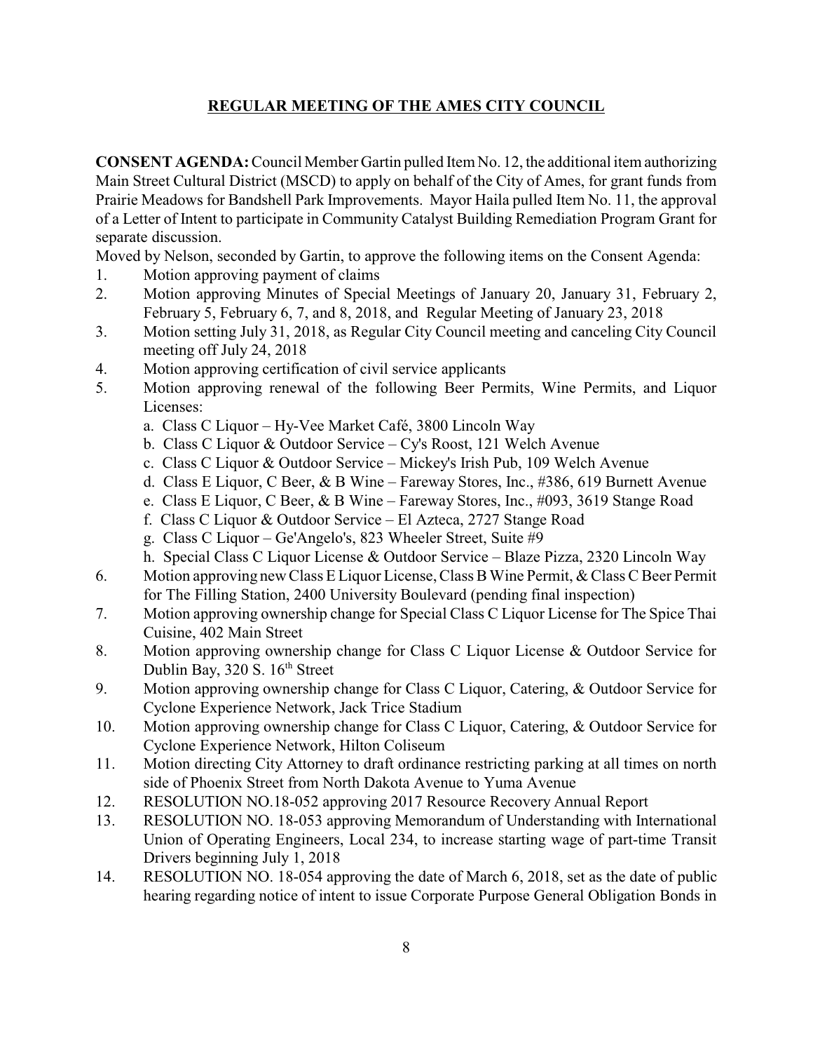## REGULAR MEETING OF THE AMES CITY COUNCIL

**CONSENT AGENDA:** Council Member Gartin pulled Item No. 12, the additional item authorizing Main Street Cultural District (MSCD) to apply on behalf of the City of Ames, for grant funds from Prairie Meadows for Bandshell Park Improvements. Mayor Haila pulled Item No. 11, the approval of a Letter of Intent to participate in Community Catalyst Building Remediation Program Grant for separate discussion.

Moved by Nelson, seconded by Gartin, to approve the following items on the Consent Agenda:

1. Motion approving payment of claims
2. Motion approving Minutes of Special Meetings of January 20, January 31, February 2, February 5, February 6, 7, and 8, 2018, and Regular Meeting of January 23, 2018
3. Motion setting July 31, 2018, as Regular City Council meeting and canceling City Council meeting off July 24, 2018
4. Motion approving certification of civil service applicants
5. Motion approving renewal of the following Beer Permits, Wine Permits, and Liquor Licenses:
   a. Class C Liquor – Hy-Vee Market Café, 3800 Lincoln Way
   b. Class C Liquor & Outdoor Service – Cy's Roost, 121 Welch Avenue
   c. Class C Liquor & Outdoor Service – Mickey's Irish Pub, 109 Welch Avenue
   d. Class E Liquor, C Beer, & B Wine – Fareway Stores, Inc., #386, 619 Burnett Avenue
   e. Class E Liquor, C Beer, & B Wine – Fareway Stores, Inc., #093, 3619 Stange Road
   f. Class C Liquor & Outdoor Service – El Azteca, 2727 Stange Road
   g. Class C Liquor – Ge'Angelo's, 823 Wheeler Street, Suite #9
   h. Special Class C Liquor License & Outdoor Service – Blaze Pizza, 2320 Lincoln Way
6. Motion approving new Class E Liquor License, Class B Wine Permit, & Class C Beer Permit for The Filling Station, 2400 University Boulevard (pending final inspection)
7. Motion approving ownership change for Special Class C Liquor License for The Spice Thai Cuisine, 402 Main Street
8. Motion approving ownership change for Class C Liquor License & Outdoor Service for Dublin Bay, 320 S. 16th Street
9. Motion approving ownership change for Class C Liquor, Catering, & Outdoor Service for Cyclone Experience Network, Jack Trice Stadium
10. Motion approving ownership change for Class C Liquor, Catering, & Outdoor Service for Cyclone Experience Network, Hilton Coliseum
11. Motion directing City Attorney to draft ordinance restricting parking at all times on north side of Phoenix Street from North Dakota Avenue to Yuma Avenue
12. RESOLUTION NO.18-052 approving 2017 Resource Recovery Annual Report
13. RESOLUTION NO. 18-053 approving Memorandum of Understanding with International Union of Operating Engineers, Local 234, to increase starting wage of part-time Transit Drivers beginning July 1, 2018
14. RESOLUTION NO. 18-054 approving the date of March 6, 2018, set as the date of public hearing regarding notice of intent to issue Corporate Purpose General Obligation Bonds in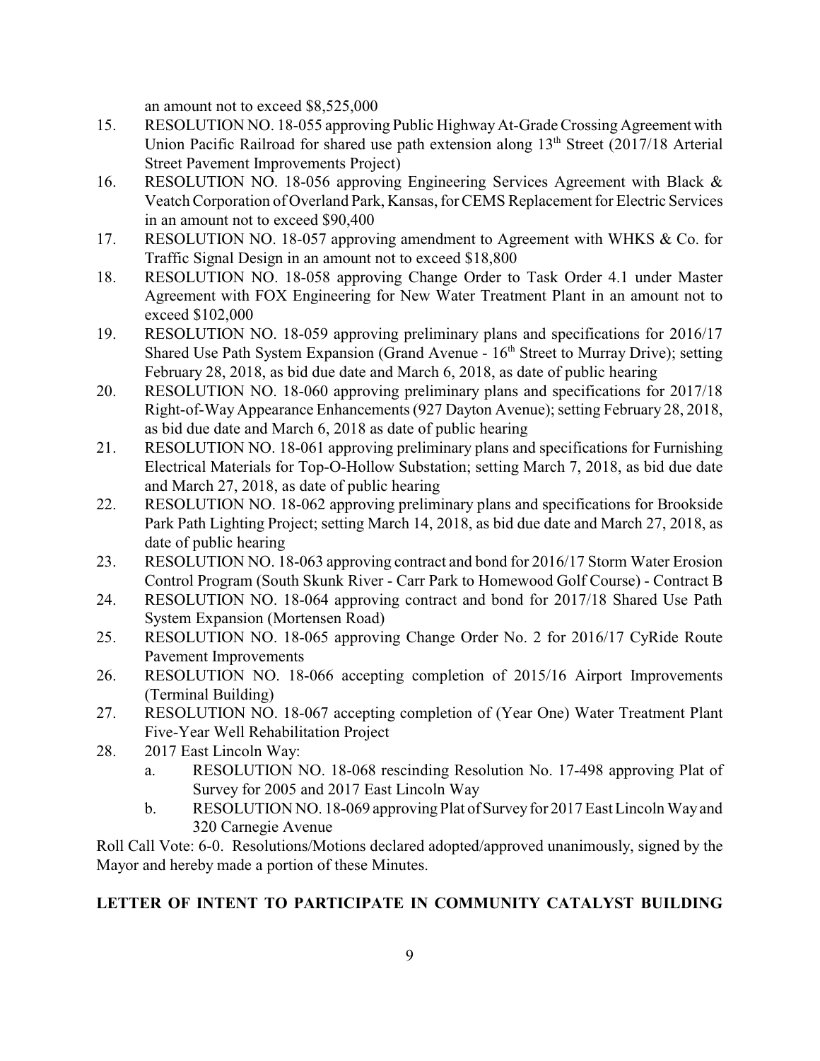an amount not to exceed $8,525,000

15. RESOLUTION NO. 18-055 approving Public Highway At-Grade Crossing Agreement with Union Pacific Railroad for shared use path extension along 13th Street (2017/18 Arterial Street Pavement Improvements Project)
16. RESOLUTION NO. 18-056 approving Engineering Services Agreement with Black & Veatch Corporation of Overland Park, Kansas, for CEMS Replacement for Electric Services in an amount not to exceed $90,400
17. RESOLUTION NO. 18-057 approving amendment to Agreement with WHKS & Co. for Traffic Signal Design in an amount not to exceed $18,800
18. RESOLUTION NO. 18-058 approving Change Order to Task Order 4.1 under Master Agreement with FOX Engineering for New Water Treatment Plant in an amount not to exceed $102,000
19. RESOLUTION NO. 18-059 approving preliminary plans and specifications for 2016/17 Shared Use Path System Expansion (Grand Avenue - 16th Street to Murray Drive); setting February 28, 2018, as bid due date and March 6, 2018, as date of public hearing
20. RESOLUTION NO. 18-060 approving preliminary plans and specifications for 2017/18 Right-of-Way Appearance Enhancements (927 Dayton Avenue); setting February 28, 2018, as bid due date and March 6, 2018 as date of public hearing
21. RESOLUTION NO. 18-061 approving preliminary plans and specifications for Furnishing Electrical Materials for Top-O-Hollow Substation; setting March 7, 2018, as bid due date and March 27, 2018, as date of public hearing
22. RESOLUTION NO. 18-062 approving preliminary plans and specifications for Brookside Park Path Lighting Project; setting March 14, 2018, as bid due date and March 27, 2018, as date of public hearing
23. RESOLUTION NO. 18-063 approving contract and bond for 2016/17 Storm Water Erosion Control Program (South Skunk River - Carr Park to Homewood Golf Course) - Contract B
24. RESOLUTION NO. 18-064 approving contract and bond for 2017/18 Shared Use Path System Expansion (Mortensen Road)
25. RESOLUTION NO. 18-065 approving Change Order No. 2 for 2016/17 CyRide Route Pavement Improvements
26. RESOLUTION NO. 18-066 accepting completion of 2015/16 Airport Improvements (Terminal Building)
27. RESOLUTION NO. 18-067 accepting completion of (Year One) Water Treatment Plant Five-Year Well Rehabilitation Project
28. 2017 East Lincoln Way:
    a. RESOLUTION NO. 18-068 rescinding Resolution No. 17-498 approving Plat of Survey for 2005 and 2017 East Lincoln Way
    b. RESOLUTION NO. 18-069 approving Plat of Survey for 2017 East Lincoln Way and 320 Carnegie Avenue

Roll Call Vote: 6-0. Resolutions/Motions declared adopted/approved unanimously, signed by the Mayor and hereby made a portion of these Minutes.

**LETTER OF INTENT TO PARTICIPATE IN COMMUNITY CATALYST BUILDING**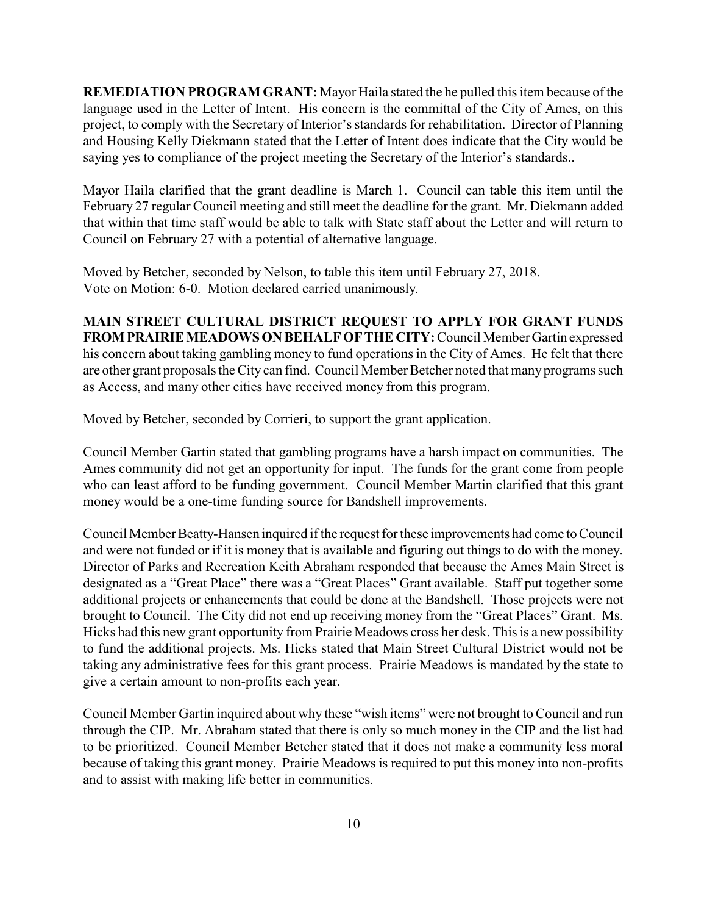**REMEDIATION PROGRAM GRANT:** Mayor Haila stated the he pulled this item because of the language used in the Letter of Intent. His concern is the committal of the City of Ames, on this project, to comply with the Secretary of Interior's standards for rehabilitation. Director of Planning and Housing Kelly Diekmann stated that the Letter of Intent does indicate that the City would be saying yes to compliance of the project meeting the Secretary of the Interior's standards..

Mayor Haila clarified that the grant deadline is March 1. Council can table this item until the February 27 regular Council meeting and still meet the deadline for the grant. Mr. Diekmann added that within that time staff would be able to talk with State staff about the Letter and will return to Council on February 27 with a potential of alternative language.

Moved by Betcher, seconded by Nelson, to table this item until February 27, 2018.
Vote on Motion: 6-0. Motion declared carried unanimously.

**MAIN STREET CULTURAL DISTRICT REQUEST TO APPLY FOR GRANT FUNDS FROM PRAIRIE MEADOWS ON BEHALF OF THE CITY:** Council Member Gartin expressed his concern about taking gambling money to fund operations in the City of Ames. He felt that there are other grant proposals the City can find. Council Member Betcher noted that many programs such as Access, and many other cities have received money from this program.

Moved by Betcher, seconded by Corrieri, to support the grant application.

Council Member Gartin stated that gambling programs have a harsh impact on communities. The Ames community did not get an opportunity for input. The funds for the grant come from people who can least afford to be funding government. Council Member Martin clarified that this grant money would be a one-time funding source for Bandshell improvements.

Council Member Beatty-Hansen inquired if the request for these improvements had come to Council and were not funded or if it is money that is available and figuring out things to do with the money. Director of Parks and Recreation Keith Abraham responded that because the Ames Main Street is designated as a "Great Place" there was a "Great Places" Grant available. Staff put together some additional projects or enhancements that could be done at the Bandshell. Those projects were not brought to Council. The City did not end up receiving money from the "Great Places" Grant. Ms. Hicks had this new grant opportunity from Prairie Meadows cross her desk. This is a new possibility to fund the additional projects. Ms. Hicks stated that Main Street Cultural District would not be taking any administrative fees for this grant process. Prairie Meadows is mandated by the state to give a certain amount to non-profits each year.

Council Member Gartin inquired about why these "wish items" were not brought to Council and run through the CIP. Mr. Abraham stated that there is only so much money in the CIP and the list had to be prioritized. Council Member Betcher stated that it does not make a community less moral because of taking this grant money. Prairie Meadows is required to put this money into non-profits and to assist with making life better in communities.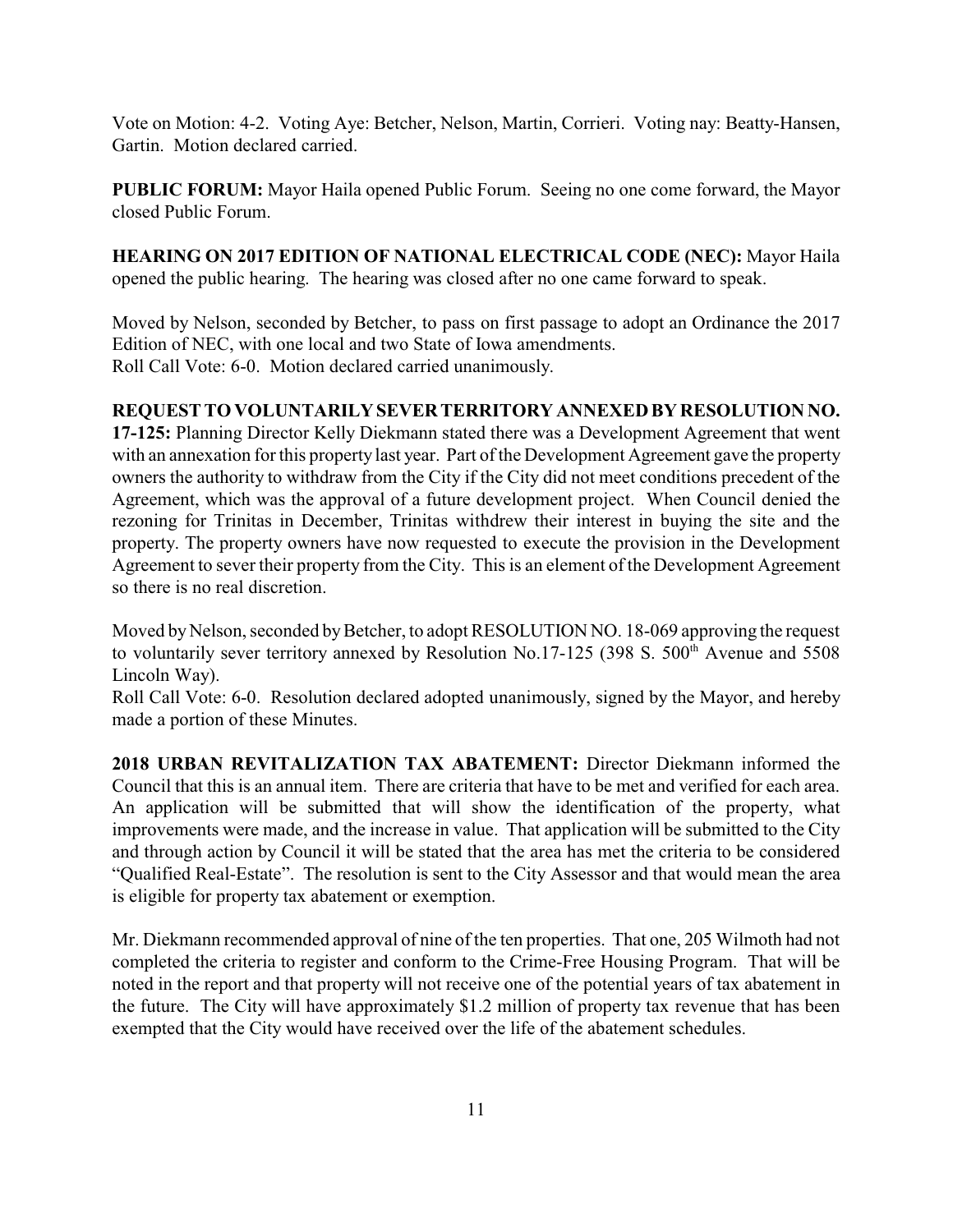Vote on Motion: 4-2. Voting Aye: Betcher, Nelson, Martin, Corrieri. Voting nay: Beatty-Hansen, Gartin. Motion declared carried.

**PUBLIC FORUM:** Mayor Haila opened Public Forum. Seeing no one come forward, the Mayor closed Public Forum.

**HEARING ON 2017 EDITION OF NATIONAL ELECTRICAL CODE (NEC):** Mayor Haila opened the public hearing. The hearing was closed after no one came forward to speak.

Moved by Nelson, seconded by Betcher, to pass on first passage to adopt an Ordinance the 2017 Edition of NEC, with one local and two State of Iowa amendments.
Roll Call Vote: 6-0. Motion declared carried unanimously.

**REQUEST TO VOLUNTARILY SEVER TERRITORY ANNEXED BY RESOLUTION NO. 17-125:** Planning Director Kelly Diekmann stated there was a Development Agreement that went with an annexation for this property last year. Part of the Development Agreement gave the property owners the authority to withdraw from the City if the City did not meet conditions precedent of the Agreement, which was the approval of a future development project. When Council denied the rezoning for Trinitas in December, Trinitas withdrew their interest in buying the site and the property. The property owners have now requested to execute the provision in the Development Agreement to sever their property from the City. This is an element of the Development Agreement so there is no real discretion.

Moved by Nelson, seconded by Betcher, to adopt RESOLUTION NO. 18-069 approving the request to voluntarily sever territory annexed by Resolution No.17-125 (398 S. 500th Avenue and 5508 Lincoln Way).
Roll Call Vote: 6-0. Resolution declared adopted unanimously, signed by the Mayor, and hereby made a portion of these Minutes.

**2018 URBAN REVITALIZATION TAX ABATEMENT:** Director Diekmann informed the Council that this is an annual item. There are criteria that have to be met and verified for each area. An application will be submitted that will show the identification of the property, what improvements were made, and the increase in value. That application will be submitted to the City and through action by Council it will be stated that the area has met the criteria to be considered "Qualified Real-Estate". The resolution is sent to the City Assessor and that would mean the area is eligible for property tax abatement or exemption.

Mr. Diekmann recommended approval of nine of the ten properties. That one, 205 Wilmoth had not completed the criteria to register and conform to the Crime-Free Housing Program. That will be noted in the report and that property will not receive one of the potential years of tax abatement in the future. The City will have approximately $1.2 million of property tax revenue that has been exempted that the City would have received over the life of the abatement schedules.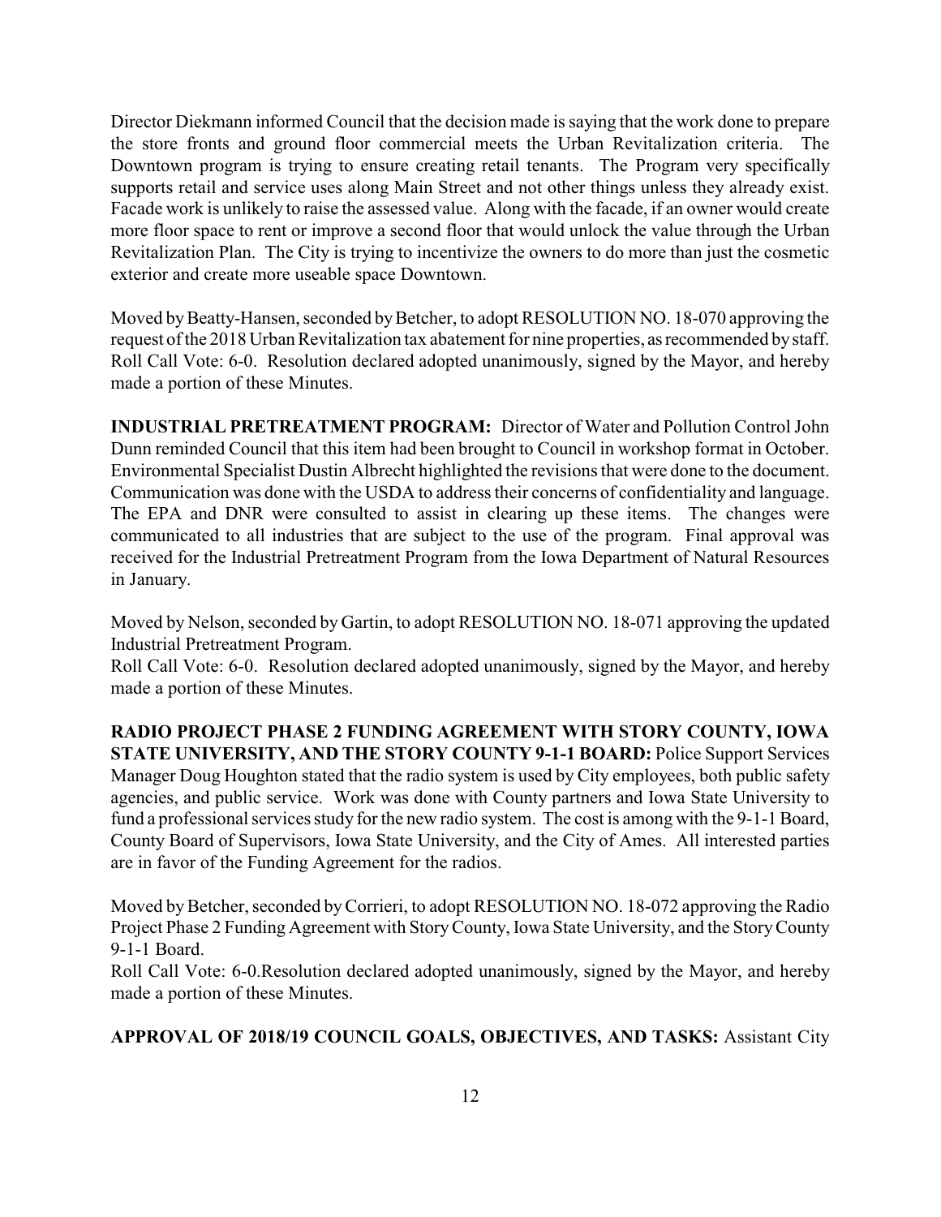Director Diekmann informed Council that the decision made is saying that the work done to prepare the store fronts and ground floor commercial meets the Urban Revitalization criteria. The Downtown program is trying to ensure creating retail tenants. The Program very specifically supports retail and service uses along Main Street and not other things unless they already exist. Facade work is unlikely to raise the assessed value. Along with the facade, if an owner would create more floor space to rent or improve a second floor that would unlock the value through the Urban Revitalization Plan. The City is trying to incentivize the owners to do more than just the cosmetic exterior and create more useable space Downtown.

Moved by Beatty-Hansen, seconded by Betcher, to adopt RESOLUTION NO. 18-070 approving the request of the 2018 Urban Revitalization tax abatement for nine properties, as recommended by staff. Roll Call Vote: 6-0. Resolution declared adopted unanimously, signed by the Mayor, and hereby made a portion of these Minutes.

**INDUSTRIAL PRETREATMENT PROGRAM:** Director of Water and Pollution Control John Dunn reminded Council that this item had been brought to Council in workshop format in October. Environmental Specialist Dustin Albrecht highlighted the revisions that were done to the document. Communication was done with the USDA to address their concerns of confidentiality and language. The EPA and DNR were consulted to assist in clearing up these items. The changes were communicated to all industries that are subject to the use of the program. Final approval was received for the Industrial Pretreatment Program from the Iowa Department of Natural Resources in January.

Moved by Nelson, seconded by Gartin, to adopt RESOLUTION NO. 18-071 approving the updated Industrial Pretreatment Program.
Roll Call Vote: 6-0. Resolution declared adopted unanimously, signed by the Mayor, and hereby made a portion of these Minutes.

**RADIO PROJECT PHASE 2 FUNDING AGREEMENT WITH STORY COUNTY, IOWA STATE UNIVERSITY, AND THE STORY COUNTY 9-1-1 BOARD:** Police Support Services Manager Doug Houghton stated that the radio system is used by City employees, both public safety agencies, and public service. Work was done with County partners and Iowa State University to fund a professional services study for the new radio system. The cost is among with the 9-1-1 Board, County Board of Supervisors, Iowa State University, and the City of Ames. All interested parties are in favor of the Funding Agreement for the radios.

Moved by Betcher, seconded by Corrieri, to adopt RESOLUTION NO. 18-072 approving the Radio Project Phase 2 Funding Agreement with Story County, Iowa State University, and the Story County 9-1-1 Board.
Roll Call Vote: 6-0.Resolution declared adopted unanimously, signed by the Mayor, and hereby made a portion of these Minutes.

**APPROVAL OF 2018/19 COUNCIL GOALS, OBJECTIVES, AND TASKS:** Assistant City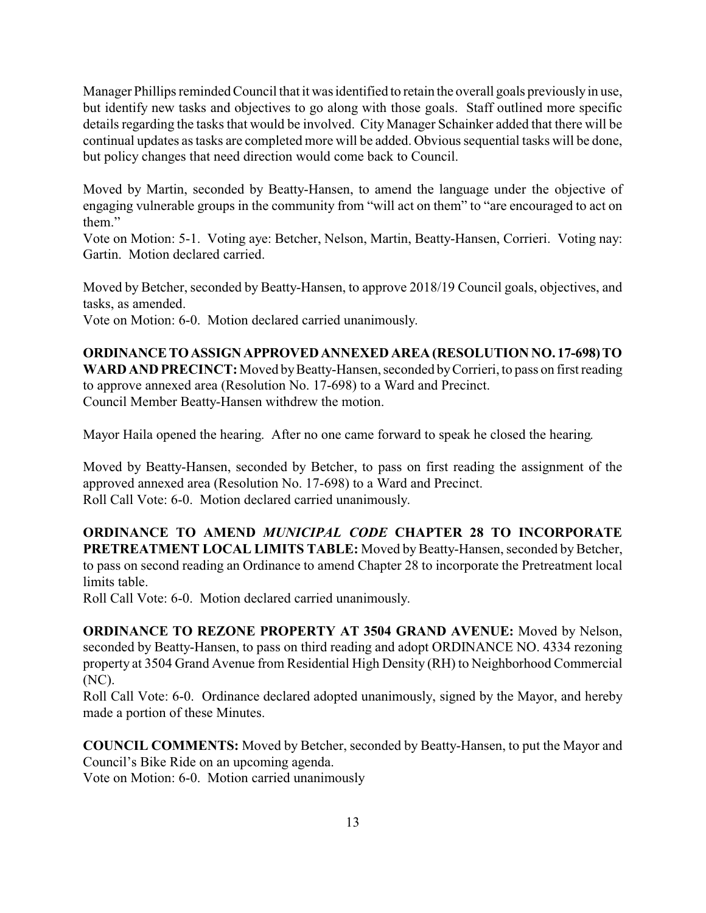Manager Phillips reminded Council that it was identified to retain the overall goals previously in use, but identify new tasks and objectives to go along with those goals. Staff outlined more specific details regarding the tasks that would be involved. City Manager Schainker added that there will be continual updates as tasks are completed more will be added. Obvious sequential tasks will be done, but policy changes that need direction would come back to Council.

Moved by Martin, seconded by Beatty-Hansen, to amend the language under the objective of engaging vulnerable groups in the community from "will act on them" to "are encouraged to act on them."
Vote on Motion: 5-1. Voting aye: Betcher, Nelson, Martin, Beatty-Hansen, Corrieri. Voting nay: Gartin. Motion declared carried.

Moved by Betcher, seconded by Beatty-Hansen, to approve 2018/19 Council goals, objectives, and tasks, as amended.
Vote on Motion: 6-0. Motion declared carried unanimously.

**ORDINANCE TO ASSIGN APPROVED ANNEXED AREA (RESOLUTION NO. 17-698) TO WARD AND PRECINCT:** Moved by Beatty-Hansen, seconded by Corrieri, to pass on first reading to approve annexed area (Resolution No. 17-698) to a Ward and Precinct.
Council Member Beatty-Hansen withdrew the motion.

Mayor Haila opened the hearing. After no one came forward to speak he closed the hearing.

Moved by Beatty-Hansen, seconded by Betcher, to pass on first reading the assignment of the approved annexed area (Resolution No. 17-698) to a Ward and Precinct.
Roll Call Vote: 6-0. Motion declared carried unanimously.

**ORDINANCE TO AMEND *MUNICIPAL CODE* CHAPTER 28 TO INCORPORATE PRETREATMENT LOCAL LIMITS TABLE:** Moved by Beatty-Hansen, seconded by Betcher, to pass on second reading an Ordinance to amend Chapter 28 to incorporate the Pretreatment local limits table.
Roll Call Vote: 6-0. Motion declared carried unanimously.

**ORDINANCE TO REZONE PROPERTY AT 3504 GRAND AVENUE:** Moved by Nelson, seconded by Beatty-Hansen, to pass on third reading and adopt ORDINANCE NO. 4334 rezoning property at 3504 Grand Avenue from Residential High Density (RH) to Neighborhood Commercial (NC).
Roll Call Vote: 6-0. Ordinance declared adopted unanimously, signed by the Mayor, and hereby made a portion of these Minutes.

**COUNCIL COMMENTS:** Moved by Betcher, seconded by Beatty-Hansen, to put the Mayor and Council's Bike Ride on an upcoming agenda.
Vote on Motion: 6-0. Motion carried unanimously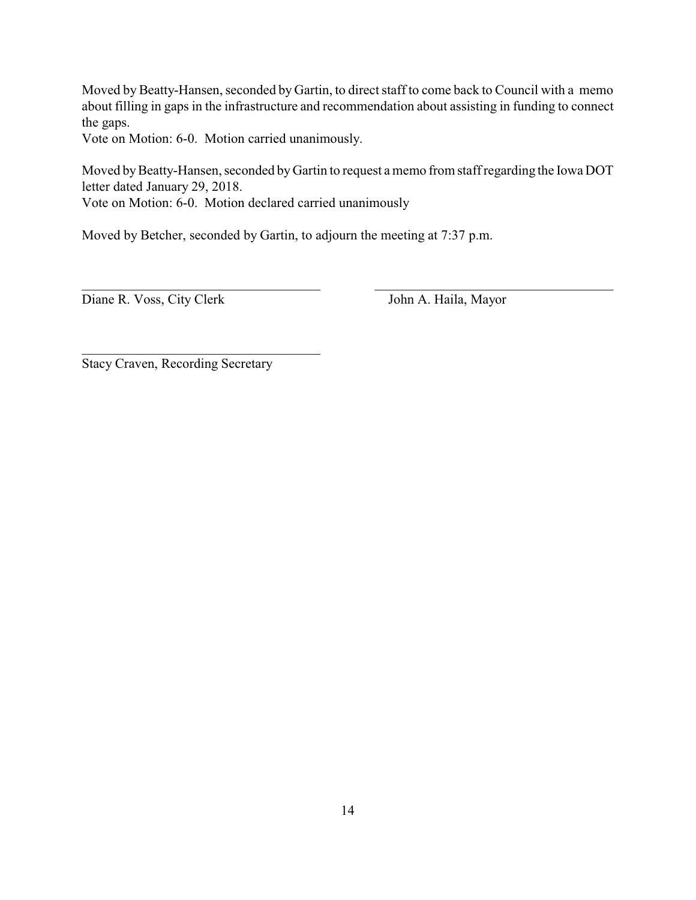Moved by Beatty-Hansen, seconded by Gartin, to direct staff to come back to Council with a memo about filling in gaps in the infrastructure and recommendation about assisting in funding to connect the gaps.
Vote on Motion: 6-0. Motion carried unanimously.

Moved by Beatty-Hansen, seconded by Gartin to request a memo from staff regarding the Iowa DOT letter dated January 29, 2018.
Vote on Motion: 6-0. Motion declared carried unanimously

Moved by Betcher, seconded by Gartin, to adjourn the meeting at 7:37 p.m.

\_\_\_\_\_\_\_\_\_\_\_\_\_\_\_\_\_\_\_\_\_\_\_\_\_\_\_\_\_\_\_\_\_\_\_\_
Diane R. Voss, City Clerk

\_\_\_\_\_\_\_\_\_\_\_\_\_\_\_\_\_\_\_\_\_\_\_\_\_\_\_\_\_\_\_\_\_\_\_\_
John A. Haila, Mayor

\_\_\_\_\_\_\_\_\_\_\_\_\_\_\_\_\_\_\_\_\_\_\_\_\_\_\_\_\_\_\_\_\_\_\_\_
Stacy Craven, Recording Secretary